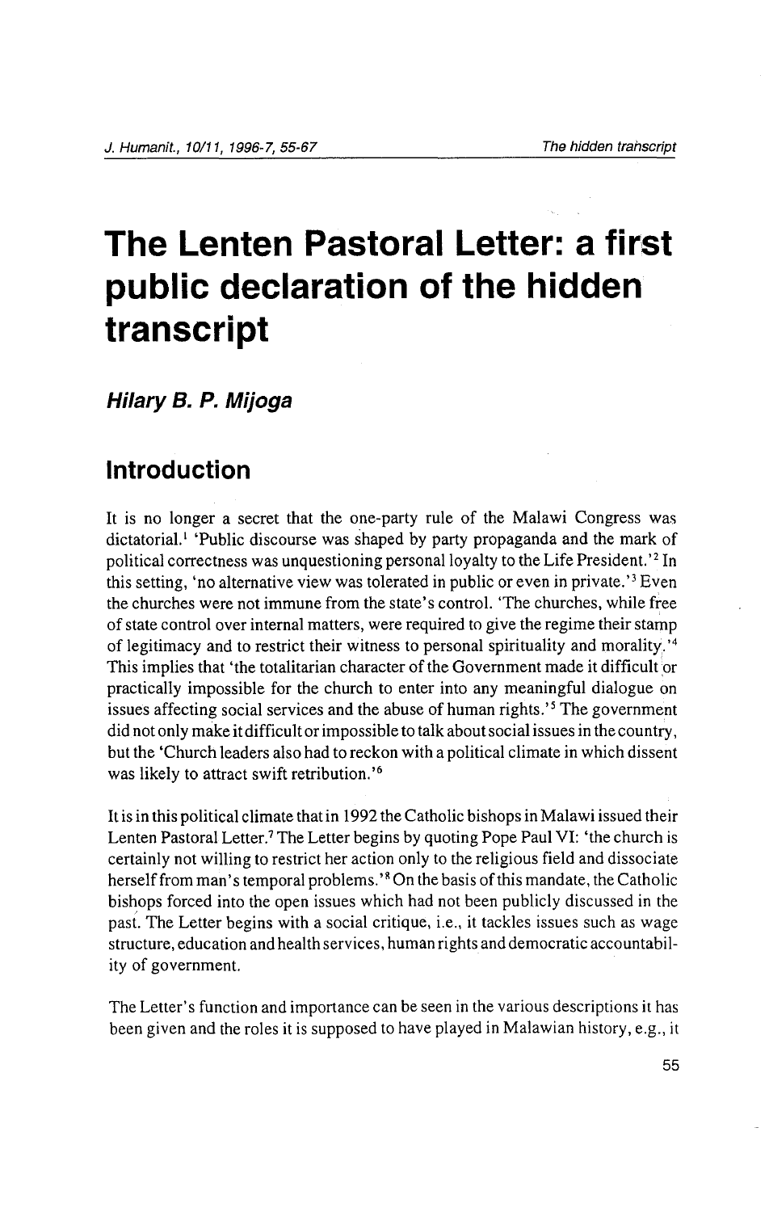# The Lenten Pastoral Letter: a first public declaration of the hidden transcript

***Hilary B. P. Mijoga***

## Introduction

It is no longer a secret that the one-party rule of the Malawi Congress was dictatorial.[1] 'Public discourse was shaped by party propaganda and the mark of political correctness was unquestioning personal loyalty to the Life President.'[2] In this setting, 'no alternative view was tolerated in public or even in private.'[3] Even the churches were not immune from the state's control. 'The churches, while free of state control over internal matters, were required to give the regime their stamp of legitimacy and to restrict their witness to personal spirituality and morality.'[4] This implies that 'the totalitarian character of the Government made it difficult or practically impossible for the church to enter into any meaningful dialogue on issues affecting social services and the abuse of human rights.'[5] The government did not only make it difficult or impossible to talk about social issues in the country, but the 'Church leaders also had to reckon with a political climate in which dissent was likely to attract swift retribution.'[6]

It is in this political climate that in 1992 the Catholic bishops in Malawi issued their Lenten Pastoral Letter.[7] The Letter begins by quoting Pope Paul VI: 'the church is certainly not willing to restrict her action only to the religious field and dissociate herself from man's temporal problems.'[8] On the basis of this mandate, the Catholic bishops forced into the open issues which had not been publicly discussed in the past. The Letter begins with a social critique, i.e., it tackles issues such as wage structure, education and health services, human rights and democratic accountability of government.

The Letter's function and importance can be seen in the various descriptions it has been given and the roles it is supposed to have played in Malawian history, e.g., it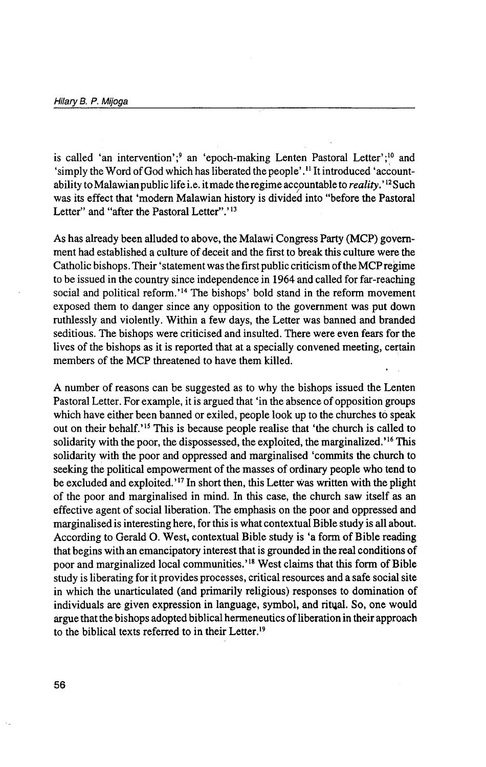is called 'an intervention';[9] an 'epoch-making Lenten Pastoral Letter';[10] and 'simply the Word of God which has liberated the people'.[11] It introduced 'accountability to Malawian public life i.e. it made the regime accountable to *reality*.'[12] Such was its effect that 'modern Malawian history is divided into "before the Pastoral Letter" and "after the Pastoral Letter".'[13]

As has already been alluded to above, the Malawi Congress Party (MCP) government had established a culture of deceit and the first to break this culture were the Catholic bishops. Their 'statement was the first public criticism of the MCP regime to be issued in the country since independence in 1964 and called for far-reaching social and political reform.'[14] The bishops' bold stand in the reform movement exposed them to danger since any opposition to the government was put down ruthlessly and violently. Within a few days, the Letter was banned and branded seditious. The bishops were criticised and insulted. There were even fears for the lives of the bishops as it is reported that at a specially convened meeting, certain members of the MCP threatened to have them killed.

A number of reasons can be suggested as to why the bishops issued the Lenten Pastoral Letter. For example, it is argued that 'in the absence of opposition groups which have either been banned or exiled, people look up to the churches to speak out on their behalf.'[15] This is because people realise that 'the church is called to solidarity with the poor, the dispossessed, the exploited, the marginalized.'[16] This solidarity with the poor and oppressed and marginalised 'commits the church to seeking the political empowerment of the masses of ordinary people who tend to be excluded and exploited.'[17] In short then, this Letter was written with the plight of the poor and marginalised in mind. In this case, the church saw itself as an effective agent of social liberation. The emphasis on the poor and oppressed and marginalised is interesting here, for this is what contextual Bible study is all about. According to Gerald O. West, contextual Bible study is 'a form of Bible reading that begins with an emancipatory interest that is grounded in the real conditions of poor and marginalized local communities.'[18] West claims that this form of Bible study is liberating for it provides processes, critical resources and a safe social site in which the unarticulated (and primarily religious) responses to domination of individuals are given expression in language, symbol, and ritual. So, one would argue that the bishops adopted biblical hermeneutics of liberation in their approach to the biblical texts referred to in their Letter.[19]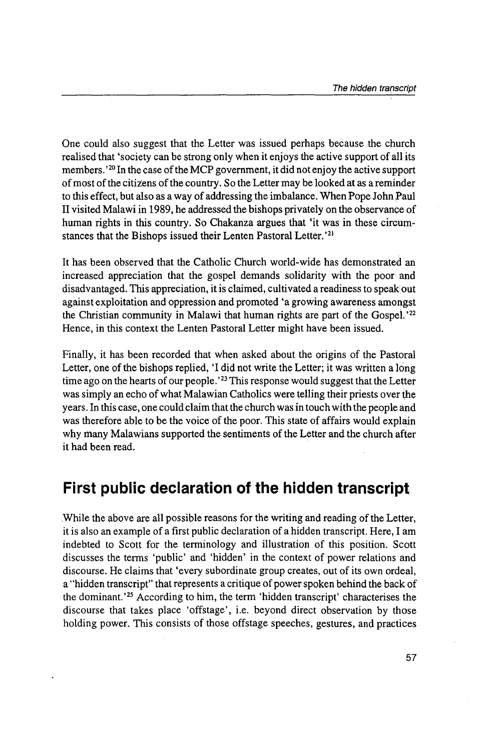One could also suggest that the Letter was issued perhaps because the church realised that 'society can be strong only when it enjoys the active support of all its members.'[20] In the case of the MCP government, it did not enjoy the active support of most of the citizens of the country. So the Letter may be looked at as a reminder to this effect, but also as a way of addressing the imbalance. When Pope John Paul II visited Malawi in 1989, he addressed the bishops privately on the observance of human rights in this country. So Chakanza argues that 'it was in these circumstances that the Bishops issued their Lenten Pastoral Letter.'[21]

It has been observed that the Catholic Church world-wide has demonstrated an increased appreciation that the gospel demands solidarity with the poor and disadvantaged. This appreciation, it is claimed, cultivated a readiness to speak out against exploitation and oppression and promoted 'a growing awareness amongst the Christian community in Malawi that human rights are part of the Gospel.'[22] Hence, in this context the Lenten Pastoral Letter might have been issued.

Finally, it has been recorded that when asked about the origins of the Pastoral Letter, one of the bishops replied, 'I did not write the Letter; it was written a long time ago on the hearts of our people.'[23] This response would suggest that the Letter was simply an echo of what Malawian Catholics were telling their priests over the years. In this case, one could claim that the church was in touch with the people and was therefore able to be the voice of the poor. This state of affairs would explain why many Malawians supported the sentiments of the Letter and the church after it had been read.

## First public declaration of the hidden transcript

While the above are all possible reasons for the writing and reading of the Letter, it is also an example of a first public declaration of a hidden transcript. Here, I am indebted to Scott for the terminology and illustration of this position. Scott discusses the terms 'public' and 'hidden' in the context of power relations and discourse. He claims that 'every subordinate group creates, out of its own ordeal, a "hidden transcript" that represents a critique of power spoken behind the back of the dominant.'[25] According to him, the term 'hidden transcript' characterises the discourse that takes place 'offstage', i.e. beyond direct observation by those holding power. This consists of those offstage speeches, gestures, and practices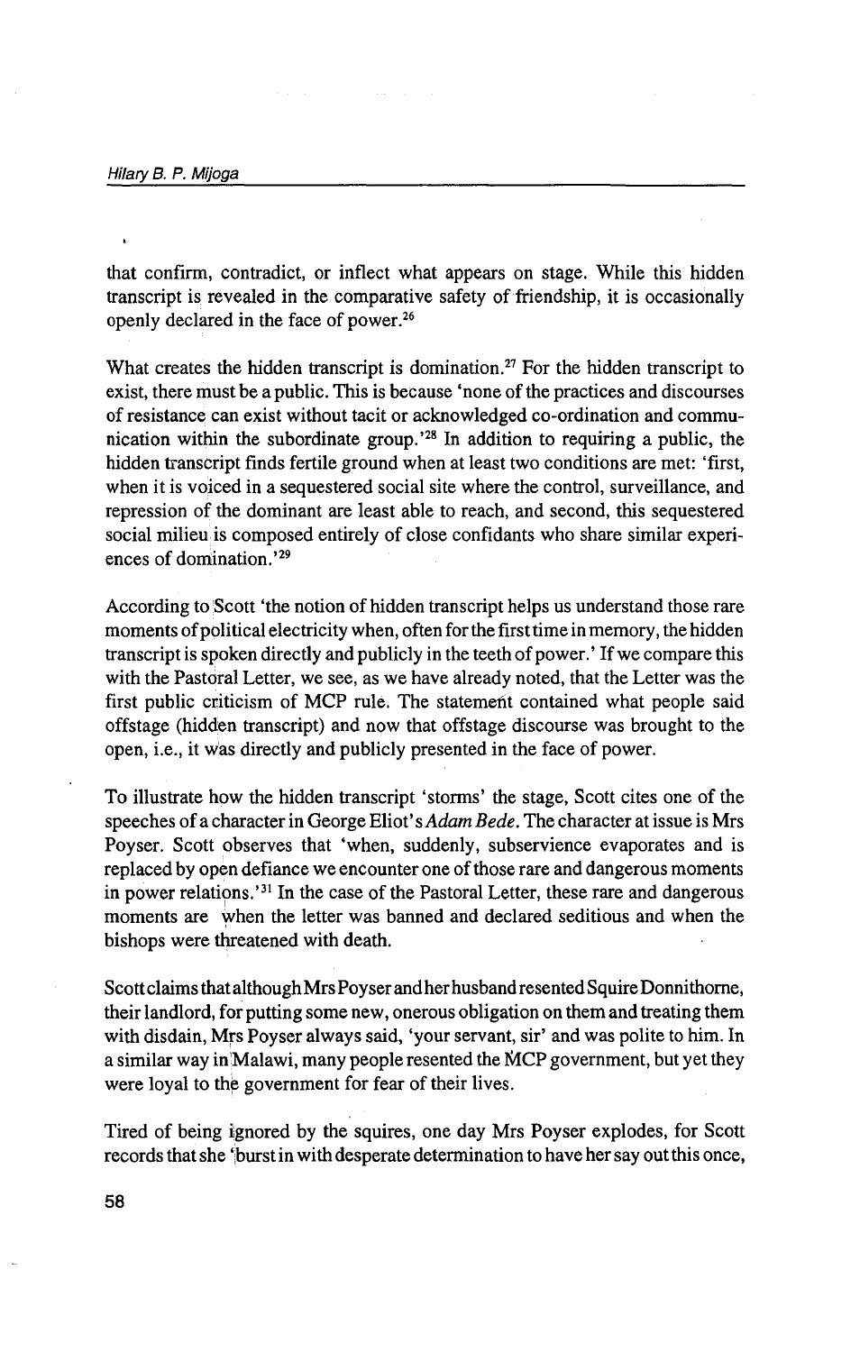that confirm, contradict, or inflect what appears on stage. While this hidden transcript is revealed in the comparative safety of friendship, it is occasionally openly declared in the face of power.[26]

What creates the hidden transcript is domination.[27] For the hidden transcript to exist, there must be a public. This is because 'none of the practices and discourses of resistance can exist without tacit or acknowledged co-ordination and communication within the subordinate group.'[28] In addition to requiring a public, the hidden transcript finds fertile ground when at least two conditions are met: 'first, when it is voiced in a sequestered social site where the control, surveillance, and repression of the dominant are least able to reach, and second, this sequestered social milieu is composed entirely of close confidants who share similar experiences of domination.'[29]

According to Scott 'the notion of hidden transcript helps us understand those rare moments of political electricity when, often for the first time in memory, the hidden transcript is spoken directly and publicly in the teeth of power.' If we compare this with the Pastoral Letter, we see, as we have already noted, that the Letter was the first public criticism of MCP rule. The statement contained what people said offstage (hidden transcript) and now that offstage discourse was brought to the open, i.e., it was directly and publicly presented in the face of power.

To illustrate how the hidden transcript 'storms' the stage, Scott cites one of the speeches of a character in George Eliot's *Adam Bede*. The character at issue is Mrs Poyser. Scott observes that 'when, suddenly, subservience evaporates and is replaced by open defiance we encounter one of those rare and dangerous moments in power relations.'[31] In the case of the Pastoral Letter, these rare and dangerous moments are when the letter was banned and declared seditious and when the bishops were threatened with death.

Scott claims that although Mrs Poyser and her husband resented Squire Donnithorne, their landlord, for putting some new, onerous obligation on them and treating them with disdain, Mrs Poyser always said, 'your servant, sir' and was polite to him. In a similar way in Malawi, many people resented the MCP government, but yet they were loyal to the government for fear of their lives.

Tired of being ignored by the squires, one day Mrs Poyser explodes, for Scott records that she 'burst in with desperate determination to have her say out this once,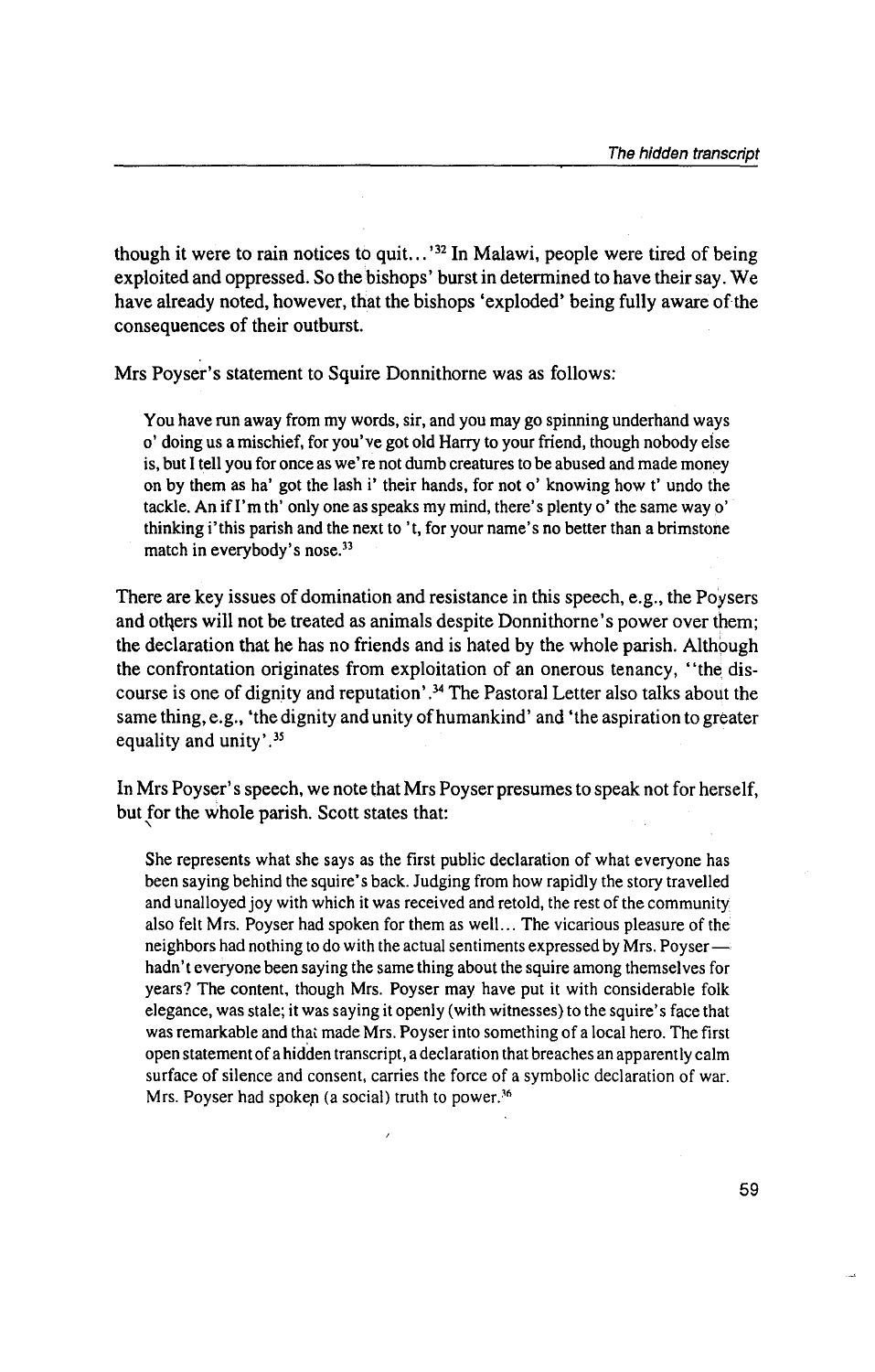though it were to rain notices to quit...'[32] In Malawi, people were tired of being exploited and oppressed. So the bishops' burst in determined to have their say. We have already noted, however, that the bishops 'exploded' being fully aware of the consequences of their outburst.

Mrs Poyser's statement to Squire Donnithorne was as follows:

> You have run away from my words, sir, and you may go spinning underhand ways o' doing us a mischief, for you've got old Harry to your friend, though nobody else is, but I tell you for once as we're not dumb creatures to be abused and made money on by them as ha' got the lash i' their hands, for not o' knowing how t' undo the tackle. An if I'm th' only one as speaks my mind, there's plenty o' the same way o' thinking i'this parish and the next to 't, for your name's no better than a brimstone match in everybody's nose.[33]

There are key issues of domination and resistance in this speech, e.g., the Poysers and others will not be treated as animals despite Donnithorne's power over them; the declaration that he has no friends and is hated by the whole parish. Although the confrontation originates from exploitation of an onerous tenancy, ''the discourse is one of dignity and reputation'.[34] The Pastoral Letter also talks about the same thing, e.g., 'the dignity and unity of humankind' and 'the aspiration to greater equality and unity'.[35]

In Mrs Poyser's speech, we note that Mrs Poyser presumes to speak not for herself, but for the whole parish. Scott states that:

> She represents what she says as the first public declaration of what everyone has been saying behind the squire's back. Judging from how rapidly the story travelled and unalloyed joy with which it was received and retold, the rest of the community also felt Mrs. Poyser had spoken for them as well... The vicarious pleasure of the neighbors had nothing to do with the actual sentiments expressed by Mrs. Poyser—hadn't everyone been saying the same thing about the squire among themselves for years? The content, though Mrs. Poyser may have put it with considerable folk elegance, was stale; it was saying it openly (with witnesses) to the squire's face that was remarkable and that made Mrs. Poyser into something of a local hero. The first open statement of a hidden transcript, a declaration that breaches an apparently calm surface of silence and consent, carries the force of a symbolic declaration of war. Mrs. Poyser had spoken (a social) truth to power.[36]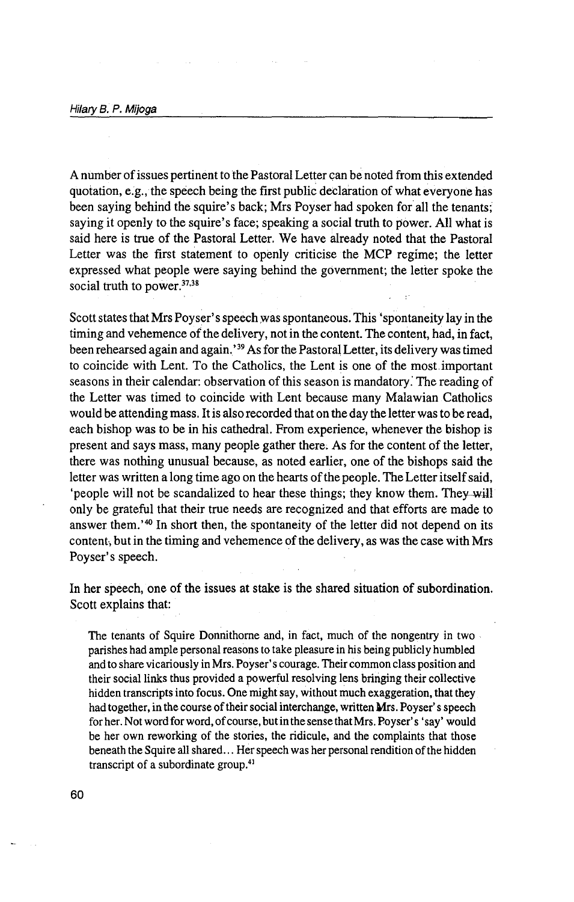A number of issues pertinent to the Pastoral Letter can be noted from this extended quotation, e.g., the speech being the first public declaration of what everyone has been saying behind the squire's back; Mrs Poyser had spoken for all the tenants; saying it openly to the squire's face; speaking a social truth to power. All what is said here is true of the Pastoral Letter. We have already noted that the Pastoral Letter was the first statement to openly criticise the MCP regime; the letter expressed what people were saying behind the government; the letter spoke the social truth to power.[37,38]

Scott states that Mrs Poyser's speech was spontaneous. This 'spontaneity lay in the timing and vehemence of the delivery, not in the content. The content, had, in fact, been rehearsed again and again.'[39] As for the Pastoral Letter, its delivery was timed to coincide with Lent. To the Catholics, the Lent is one of the most important seasons in their calendar: observation of this season is mandatory. The reading of the Letter was timed to coincide with Lent because many Malawian Catholics would be attending mass. It is also recorded that on the day the letter was to be read, each bishop was to be in his cathedral. From experience, whenever the bishop is present and says mass, many people gather there. As for the content of the letter, there was nothing unusual because, as noted earlier, one of the bishops said the letter was written a long time ago on the hearts of the people. The Letter itself said, 'people will not be scandalized to hear these things; they know them. They will only be grateful that their true needs are recognized and that efforts are made to answer them.'[40] In short then, the spontaneity of the letter did not depend on its content, but in the timing and vehemence of the delivery, as was the case with Mrs Poyser's speech.

In her speech, one of the issues at stake is the shared situation of subordination. Scott explains that:

> The tenants of Squire Donnithorne and, in fact, much of the nongentry in two parishes had ample personal reasons to take pleasure in his being publicly humbled and to share vicariously in Mrs. Poyser's courage. Their common class position and their social links thus provided a powerful resolving lens bringing their collective hidden transcripts into focus. One might say, without much exaggeration, that they had together, in the course of their social interchange, written Mrs. Poyser's speech for her. Not word for word, of course, but in the sense that Mrs. Poyser's 'say' would be her own reworking of the stories, the ridicule, and the complaints that those beneath the Squire all shared... Her speech was her personal rendition of the hidden transcript of a subordinate group.[41]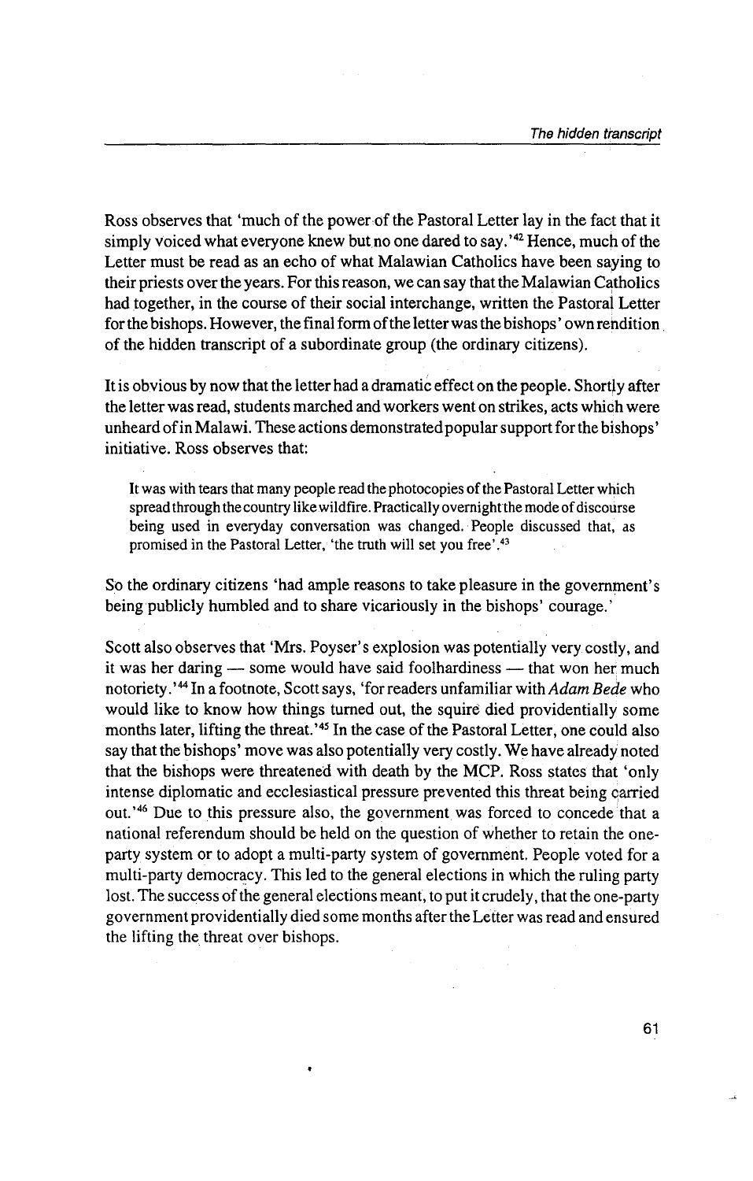Ross observes that 'much of the power of the Pastoral Letter lay in the fact that it simply voiced what everyone knew but no one dared to say.'[42] Hence, much of the Letter must be read as an echo of what Malawian Catholics have been saying to their priests over the years. For this reason, we can say that the Malawian Catholics had together, in the course of their social interchange, written the Pastoral Letter for the bishops. However, the final form of the letter was the bishops' own rendition of the hidden transcript of a subordinate group (the ordinary citizens).

It is obvious by now that the letter had a dramatic effect on the people. Shortly after the letter was read, students marched and workers went on strikes, acts which were unheard of in Malawi. These actions demonstrated popular support for the bishops' initiative. Ross observes that:

> It was with tears that many people read the photocopies of the Pastoral Letter which spread through the country like wildfire. Practically overnight the mode of discourse being used in everyday conversation was changed. People discussed that, as promised in the Pastoral Letter, 'the truth will set you free'.[43]

So the ordinary citizens 'had ample reasons to take pleasure in the government's being publicly humbled and to share vicariously in the bishops' courage.'

Scott also observes that 'Mrs. Poyser's explosion was potentially very costly, and it was her daring — some would have said foolhardiness — that won her much notoriety.'[44] In a footnote, Scott says, 'for readers unfamiliar with *Adam Bede* who would like to know how things turned out, the squire died providentially some months later, lifting the threat.'[45] In the case of the Pastoral Letter, one could also say that the bishops' move was also potentially very costly. We have already noted that the bishops were threatened with death by the MCP. Ross states that 'only intense diplomatic and ecclesiastical pressure prevented this threat being carried out.'[46] Due to this pressure also, the government was forced to concede that a national referendum should be held on the question of whether to retain the one-party system or to adopt a multi-party system of government. People voted for a multi-party democracy. This led to the general elections in which the ruling party lost. The success of the general elections meant, to put it crudely, that the one-party government providentially died some months after the Letter was read and ensured the lifting the threat over bishops.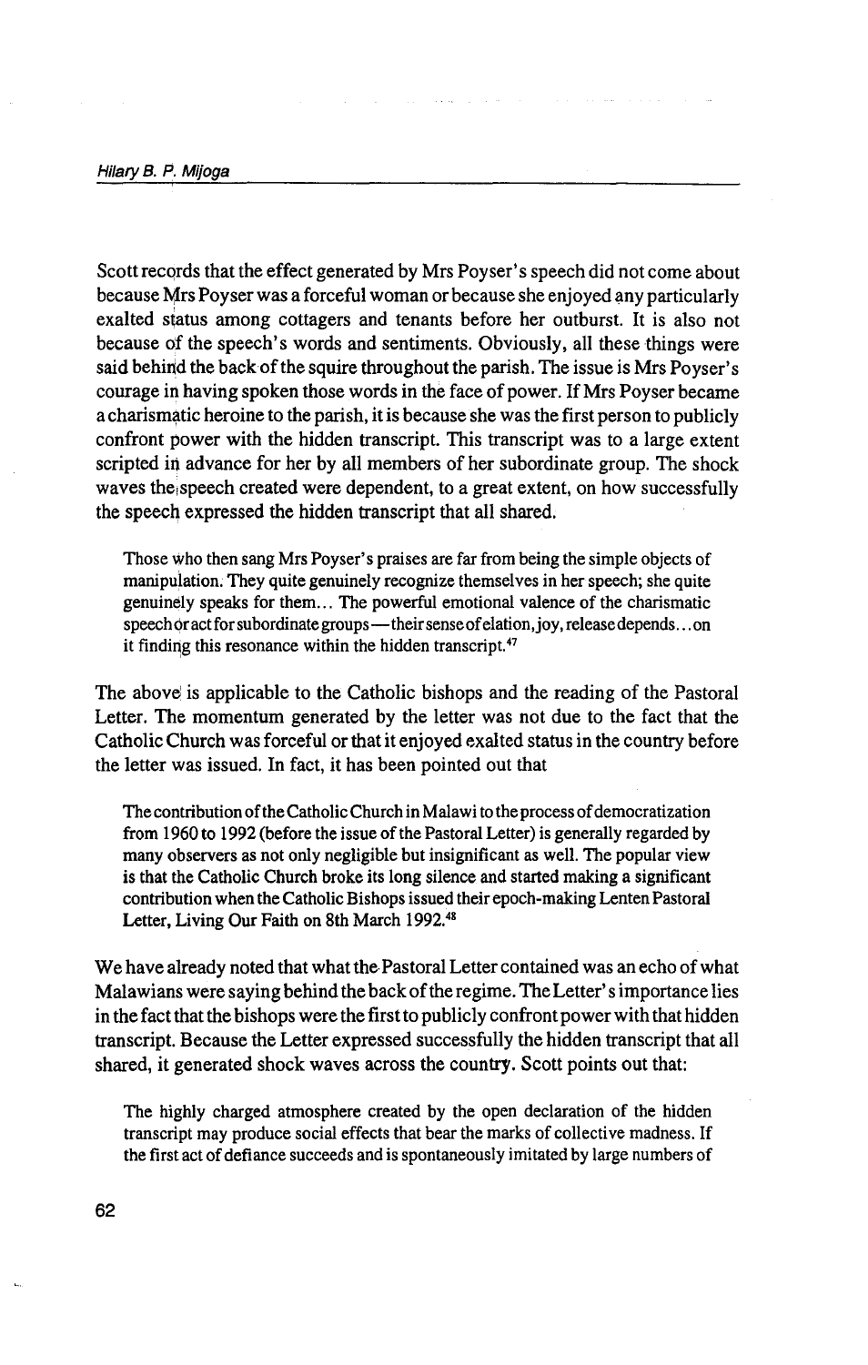Scott records that the effect generated by Mrs Poyser's speech did not come about because Mrs Poyser was a forceful woman or because she enjoyed any particularly exalted status among cottagers and tenants before her outburst. It is also not because of the speech's words and sentiments. Obviously, all these things were said behind the back of the squire throughout the parish. The issue is Mrs Poyser's courage in having spoken those words in the face of power. If Mrs Poyser became a charismatic heroine to the parish, it is because she was the first person to publicly confront power with the hidden transcript. This transcript was to a large extent scripted in advance for her by all members of her subordinate group. The shock waves the speech created were dependent, to a great extent, on how successfully the speech expressed the hidden transcript that all shared.

> Those who then sang Mrs Poyser's praises are far from being the simple objects of manipulation. They quite genuinely recognize themselves in her speech; she quite genuinely speaks for them... The powerful emotional valence of the charismatic speech or act for subordinate groups—their sense of elation, joy, release depends... on it finding this resonance within the hidden transcript.[47]

The above is applicable to the Catholic bishops and the reading of the Pastoral Letter. The momentum generated by the letter was not due to the fact that the Catholic Church was forceful or that it enjoyed exalted status in the country before the letter was issued. In fact, it has been pointed out that

> The contribution of the Catholic Church in Malawi to the process of democratization from 1960 to 1992 (before the issue of the Pastoral Letter) is generally regarded by many observers as not only negligible but insignificant as well. The popular view is that the Catholic Church broke its long silence and started making a significant contribution when the Catholic Bishops issued their epoch-making Lenten Pastoral Letter, Living Our Faith on 8th March 1992.[48]

We have already noted that what the Pastoral Letter contained was an echo of what Malawians were saying behind the back of the regime. The Letter's importance lies in the fact that the bishops were the first to publicly confront power with that hidden transcript. Because the Letter expressed successfully the hidden transcript that all shared, it generated shock waves across the country. Scott points out that:

> The highly charged atmosphere created by the open declaration of the hidden transcript may produce social effects that bear the marks of collective madness. If the first act of defiance succeeds and is spontaneously imitated by large numbers of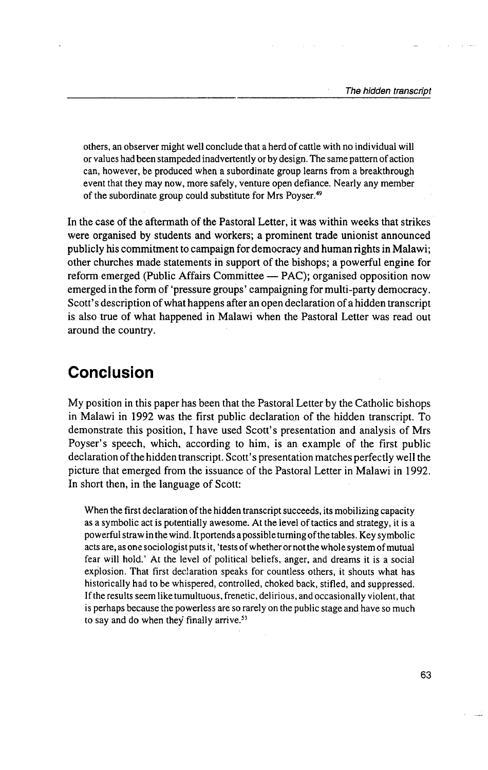> others, an observer might well conclude that a herd of cattle with no individual will or values had been stampeded inadvertently or by design. The same pattern of action can, however, be produced when a subordinate group learns from a breakthrough event that they may now, more safely, venture open defiance. Nearly any member of the subordinate group could substitute for Mrs Poyser.[49]

In the case of the aftermath of the Pastoral Letter, it was within weeks that strikes were organised by students and workers; a prominent trade unionist announced publicly his commitment to campaign for democracy and human rights in Malawi; other churches made statements in support of the bishops; a powerful engine for reform emerged (Public Affairs Committee — PAC); organised opposition now emerged in the form of 'pressure groups' campaigning for multi-party democracy. Scott's description of what happens after an open declaration of a hidden transcript is also true of what happened in Malawi when the Pastoral Letter was read out around the country.

## Conclusion

My position in this paper has been that the Pastoral Letter by the Catholic bishops in Malawi in 1992 was the first public declaration of the hidden transcript. To demonstrate this position, I have used Scott's presentation and analysis of Mrs Poyser's speech, which, according to him, is an example of the first public declaration of the hidden transcript. Scott's presentation matches perfectly well the picture that emerged from the issuance of the Pastoral Letter in Malawi in 1992. In short then, in the language of Scott:

> When the first declaration of the hidden transcript succeeds, its mobilizing capacity as a symbolic act is potentially awesome. At the level of tactics and strategy, it is a powerful straw in the wind. It portends a possible turning of the tables. Key symbolic acts are, as one sociologist puts it, 'tests of whether or not the whole system of mutual fear will hold.' At the level of political beliefs, anger, and dreams it is a social explosion. That first declaration speaks for countless others, it shouts what has historically had to be whispered, controlled, choked back, stifled, and suppressed. If the results seem like tumultuous, frenetic, delirious, and occasionally violent, that is perhaps because the powerless are so rarely on the public stage and have so much to say and do when they finally arrive.[53]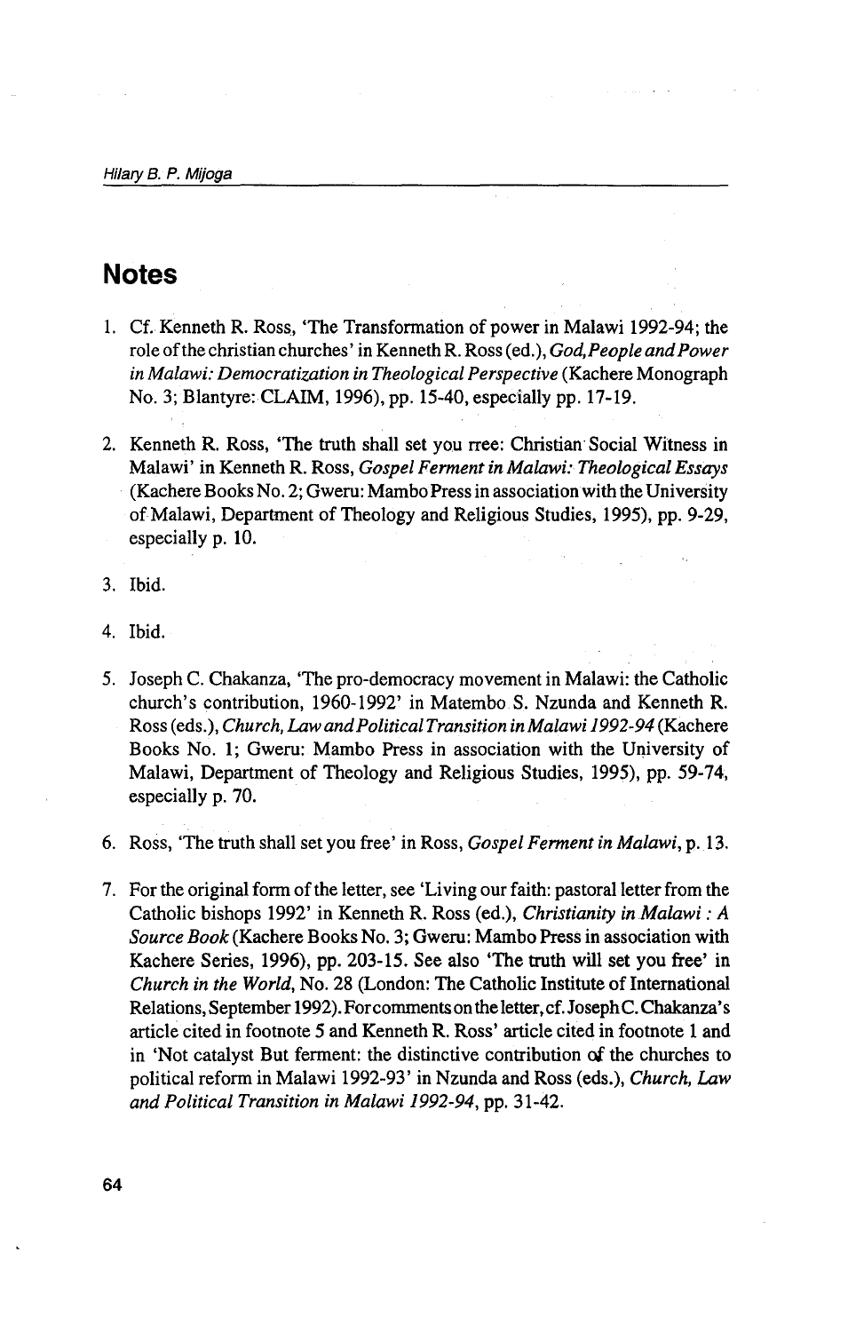## Notes

1. Cf. Kenneth R. Ross, 'The Transformation of power in Malawi 1992-94; the role of the christian churches' in Kenneth R. Ross (ed.), *God, People and Power in Malawi: Democratization in Theological Perspective* (Kachere Monograph No. 3; Blantyre: CLAIM, 1996), pp. 15-40, especially pp. 17-19.

2. Kenneth R. Ross, 'The truth shall set you rree: Christian Social Witness in Malawi' in Kenneth R. Ross, *Gospel Ferment in Malawi: Theological Essays* (Kachere Books No. 2; Gweru: Mambo Press in association with the University of Malawi, Department of Theology and Religious Studies, 1995), pp. 9-29, especially p. 10.

3. Ibid.

4. Ibid.

5. Joseph C. Chakanza, 'The pro-democracy movement in Malawi: the Catholic church's contribution, 1960-1992' in Matembo S. Nzunda and Kenneth R. Ross (eds.), *Church, Law and Political Transition in Malawi 1992-94* (Kachere Books No. 1; Gweru: Mambo Press in association with the University of Malawi, Department of Theology and Religious Studies, 1995), pp. 59-74, especially p. 70.

6. Ross, 'The truth shall set you free' in Ross, *Gospel Ferment in Malawi*, p. 13.

7. For the original form of the letter, see 'Living our faith: pastoral letter from the Catholic bishops 1992' in Kenneth R. Ross (ed.), *Christianity in Malawi : A Source Book* (Kachere Books No. 3; Gweru: Mambo Press in association with Kachere Series, 1996), pp. 203-15. See also 'The truth will set you free' in *Church in the World*, No. 28 (London: The Catholic Institute of International Relations, September 1992). For comments on the letter, cf. Joseph C. Chakanza's article cited in footnote 5 and Kenneth R. Ross' article cited in footnote 1 and in 'Not catalyst But ferment: the distinctive contribution of the churches to political reform in Malawi 1992-93' in Nzunda and Ross (eds.), *Church, Law and Political Transition in Malawi 1992-94*, pp. 31-42.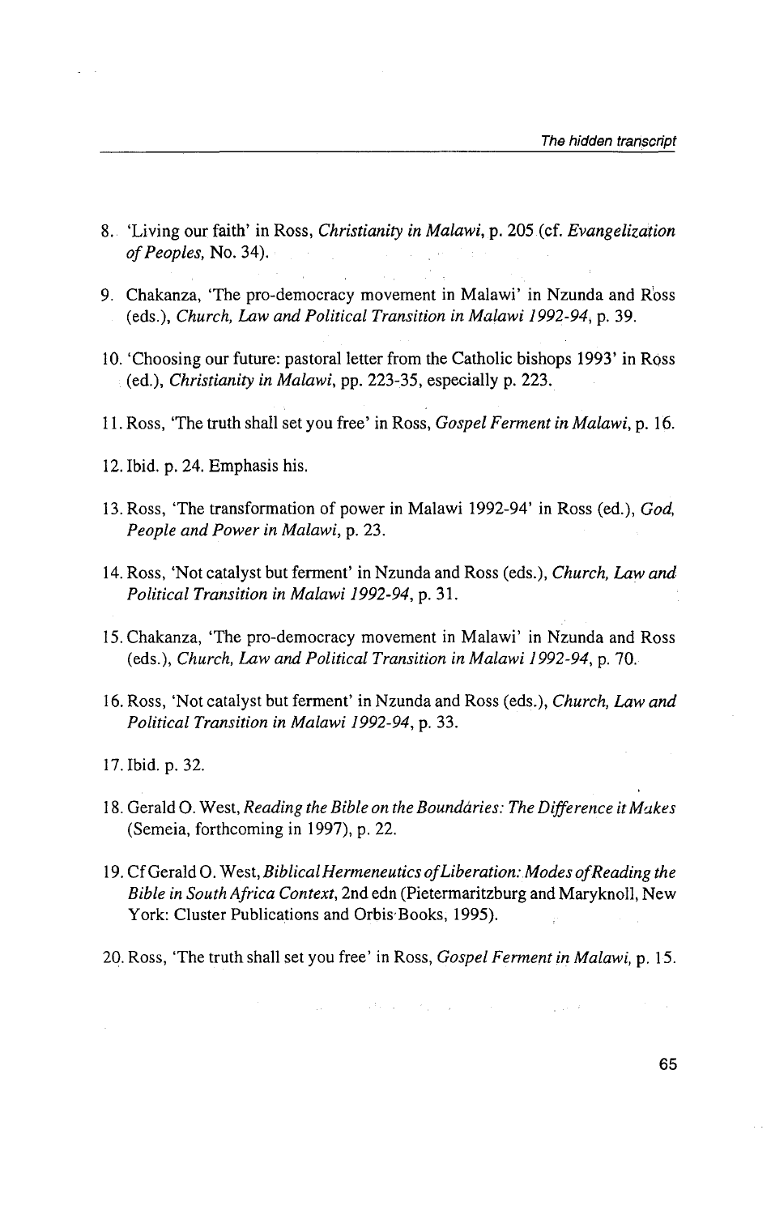8. 'Living our faith' in Ross, *Christianity in Malawi*, p. 205 (cf. *Evangelization of Peoples*, No. 34).

9. Chakanza, 'The pro-democracy movement in Malawi' in Nzunda and Ross (eds.), *Church, Law and Political Transition in Malawi 1992-94*, p. 39.

10. 'Choosing our future: pastoral letter from the Catholic bishops 1993' in Ross (ed.), *Christianity in Malawi*, pp. 223-35, especially p. 223.

11. Ross, 'The truth shall set you free' in Ross, *Gospel Ferment in Malawi*, p. 16.

12. Ibid. p. 24. Emphasis his.

13. Ross, 'The transformation of power in Malawi 1992-94' in Ross (ed.), *God, People and Power in Malawi*, p. 23.

14. Ross, 'Not catalyst but ferment' in Nzunda and Ross (eds.), *Church, Law and Political Transition in Malawi 1992-94*, p. 31.

15. Chakanza, 'The pro-democracy movement in Malawi' in Nzunda and Ross (eds.), *Church, Law and Political Transition in Malawi 1992-94*, p. 70.

16. Ross, 'Not catalyst but ferment' in Nzunda and Ross (eds.), *Church, Law and Political Transition in Malawi 1992-94*, p. 33.

17. Ibid. p. 32.

18. Gerald O. West, *Reading the Bible on the Boundaries: The Difference it Makes* (Semeia, forthcoming in 1997), p. 22.

19. Cf Gerald O. West, *Biblical Hermeneutics of Liberation: Modes of Reading the Bible in South Africa Context*, 2nd edn (Pietermaritzburg and Maryknoll, New York: Cluster Publications and Orbis Books, 1995).

20. Ross, 'The truth shall set you free' in Ross, *Gospel Ferment in Malawi*, p. 15.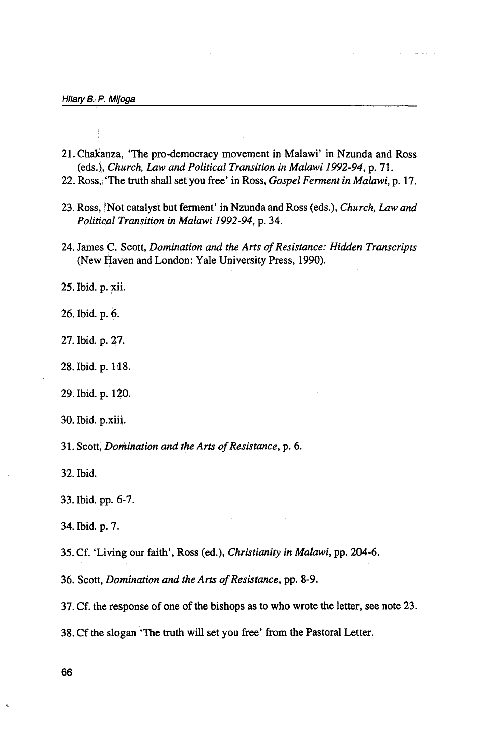21. Chakanza, 'The pro-democracy movement in Malawi' in Nzunda and Ross (eds.), *Church, Law and Political Transition in Malawi 1992-94*, p. 71.

22. Ross, 'The truth shall set you free' in Ross, *Gospel Ferment in Malawi*, p. 17.

23. Ross, 'Not catalyst but ferment' in Nzunda and Ross (eds.), *Church, Law and Political Transition in Malawi 1992-94*, p. 34.

24. James C. Scott, *Domination and the Arts of Resistance: Hidden Transcripts* (New Haven and London: Yale University Press, 1990).

25. Ibid. p. xii.

26. Ibid. p. 6.

27. Ibid. p. 27.

28. Ibid. p. 118.

29. Ibid. p. 120.

30. Ibid. p.xiii.

31. Scott, *Domination and the Arts of Resistance*, p. 6.

32. Ibid.

33. Ibid. pp. 6-7.

34. Ibid. p. 7.

35. Cf. 'Living our faith', Ross (ed.), *Christianity in Malawi*, pp. 204-6.

36. Scott, *Domination and the Arts of Resistance*, pp. 8-9.

37. Cf. the response of one of the bishops as to who wrote the letter, see note 23.

38. Cf the slogan 'The truth will set you free' from the Pastoral Letter.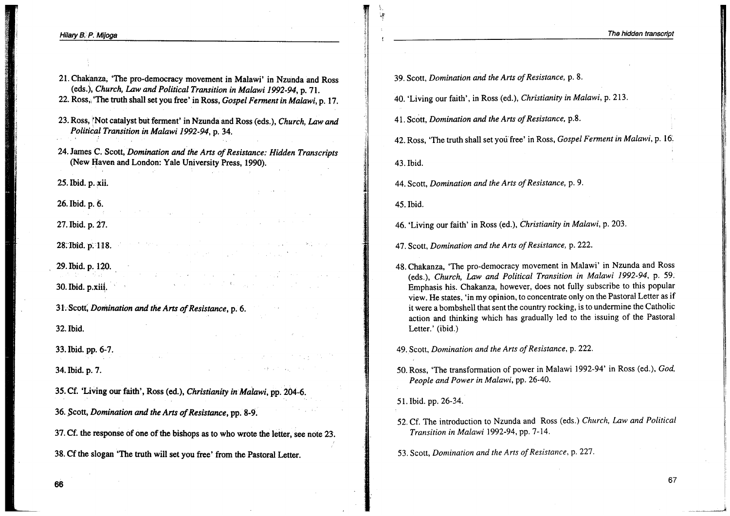21. Chakanza, 'The pro-democracy movement in Malawi' in Nzunda and Ross (eds.), *Church, Law and Political Transition in Malawi 1992-94*, p. 71.
22. Ross, 'The truth shall set you free' in Ross, *Gospel Ferment in Malawi*, p. 17.
23. Ross, 'Not catalyst but ferment' in Nzunda and Ross (eds.), *Church, Law and Political Transition in Malawi 1992-94*, p. 34.
24. James C. Scott, *Domination and the Arts of Resistance: Hidden Transcripts* (New Haven and London: Yale University Press, 1990).
25. Ibid. p. xii.
26. Ibid. p. 6.
27. Ibid. p. 27.
28. Ibid. p. 118.
29. Ibid. p. 120.
30. Ibid. p.xiii.
31. Scott, *Domination and the Arts of Resistance*, p. 6.
32. Ibid.
33. Ibid. pp. 6-7.
34. Ibid. p. 7.
35. Cf. 'Living our faith', Ross (ed.), *Christianity in Malawi*, pp. 204-6.
36. Scott, *Domination and the Arts of Resistance*, pp. 8-9.
37. Cf. the response of one of the bishops as to who wrote the letter, see note 23.
38. Cf the slogan 'The truth will set you free' from the Pastoral Letter.
39. Scott, *Domination and the Arts of Resistance*, p. 8.
40. 'Living our faith', in Ross (ed.), *Christianity in Malawi*, p. 213.
41. Scott, *Domination and the Arts of Resistance*, p.8.
42. Ross, 'The truth shall set you free' in Ross, *Gospel Ferment in Malawi*, p. 16.
43. Ibid.
44. Scott, *Domination and the Arts of Resistance*, p. 9.
45. Ibid.
46. 'Living our faith' in Ross (ed.), *Christianity in Malawi*, p. 203.
47. Scott, *Domination and the Arts of Resistance*, p. 222.
48. Chakanza, 'The pro-democracy movement in Malawi' in Nzunda and Ross (eds.), *Church, Law and Political Transition in Malawi 1992-94*, p. 59. Emphasis his. Chakanza, however, does not fully subscribe to this popular view. He states, 'in my opinion, to concentrate only on the Pastoral Letter as if it were a bombshell that sent the country rocking, is to undermine the Catholic action and thinking which has gradually led to the issuing of the Pastoral Letter.' (ibid.)
49. Scott, *Domination and the Arts of Resistance*, p. 222.
50. Ross, 'The transformation of power in Malawi 1992-94' in Ross (ed.), *God, People and Power in Malawi*, pp. 26-40.
51. Ibid. pp. 26-34.
52. Cf. The introduction to Nzunda and Ross (eds.) *Church, Law and Political Transition in Malawi* 1992-94, pp. 7-14.
53. Scott, *Domination and the Arts of Resistance*, p. 227.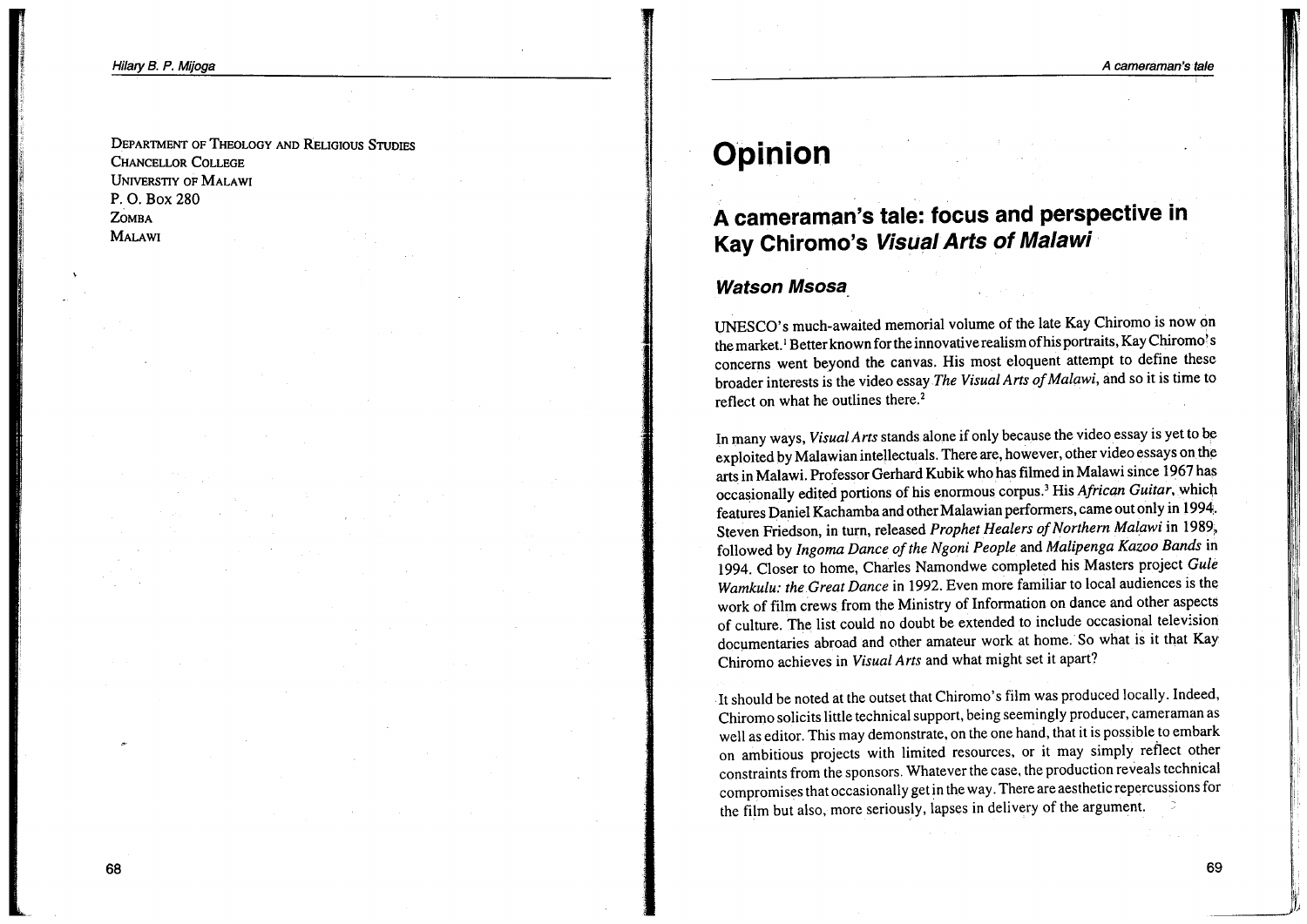DEPARTMENT OF THEOLOGY AND RELIGIOUS STUDIES
CHANCELLOR COLLEGE
UNIVERSTIY OF MALAWI
P. O. BOX 280
ZOMBA
MALAWI

# Opinion

## A cameraman's tale: focus and perspective in Kay Chiromo's *Visual Arts of Malawi*

### *Watson Msosa*

UNESCO's much-awaited memorial volume of the late Kay Chiromo is now on the market.[1] Better known for the innovative realism of his portraits, Kay Chiromo's concerns went beyond the canvas. His most eloquent attempt to define these broader interests is the video essay *The Visual Arts of Malawi*, and so it is time to reflect on what he outlines there.[2]

In many ways, *Visual Arts* stands alone if only because the video essay is yet to be exploited by Malawian intellectuals. There are, however, other video essays on the arts in Malawi. Professor Gerhard Kubik who has filmed in Malawi since 1967 has occasionally edited portions of his enormous corpus.[3] His *African Guitar*, which features Daniel Kachamba and other Malawian performers, came out only in 1994. Steven Friedson, in turn, released *Prophet Healers of Northern Malawi* in 1989, followed by *Ingoma Dance of the Ngoni People* and *Malipenga Kazoo Bands* in 1994. Closer to home, Charles Namondwe completed his Masters project *Gule Wamkulu: the Great Dance* in 1992. Even more familiar to local audiences is the work of film crews from the Ministry of Information on dance and other aspects of culture. The list could no doubt be extended to include occasional television documentaries abroad and other amateur work at home. So what is it that Kay Chiromo achieves in *Visual Arts* and what might set it apart?

It should be noted at the outset that Chiromo's film was produced locally. Indeed, Chiromo solicits little technical support, being seemingly producer, cameraman as well as editor. This may demonstrate, on the one hand, that it is possible to embark on ambitious projects with limited resources, or it may simply reflect other constraints from the sponsors. Whatever the case, the production reveals technical compromises that occasionally get in the way. There are aesthetic repercussions for the film but also, more seriously, lapses in delivery of the argument.